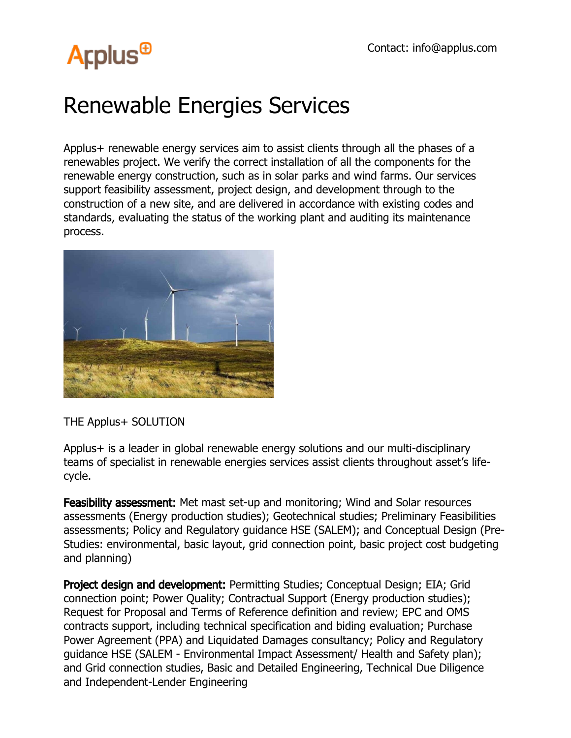Contact: info@applus.com

# Renewable Energies Services

Applus+ renewable energy services aim to assist clients through all the phases of a renewables project. We verify the correct installation of all the components for the renewable energy construction, such as in solar parks and wind farms. Our services support feasibility assessment, project design, and development through to the construction of a new site, and are delivered in accordance with existing codes and standards, evaluating the status of the working plant and auditing its maintenance process.

THE Applus+ SOLUTION

Applus+ is a leader in global renewable energy solutions and our multi-disciplinary teams of specialist in renewable energies services assist clients throughout asset's life-cycle.

**Feasibility assessment:** Met mast set-up and monitoring; Wind and Solar resources assessments (Energy production studies); Geotechnical studies; Preliminary Feasibilities assessments; Policy and Regulatory guidance HSE (SALEM); and Conceptual Design (Pre-Studies: environmental, basic layout, grid connection point, basic project cost budgeting and planning)

**Project design and development:** Permitting Studies; Conceptual Design; EIA; Grid connection point; Power Quality; Contractual Support (Energy production studies); Request for Proposal and Terms of Reference definition and review; EPC and OMS contracts support, including technical specification and biding evaluation; Purchase Power Agreement (PPA) and Liquidated Damages consultancy; Policy and Regulatory guidance HSE (SALEM - Environmental Impact Assessment/ Health and Safety plan); and Grid connection studies, Basic and Detailed Engineering, Technical Due Diligence and Independent-Lender Engineering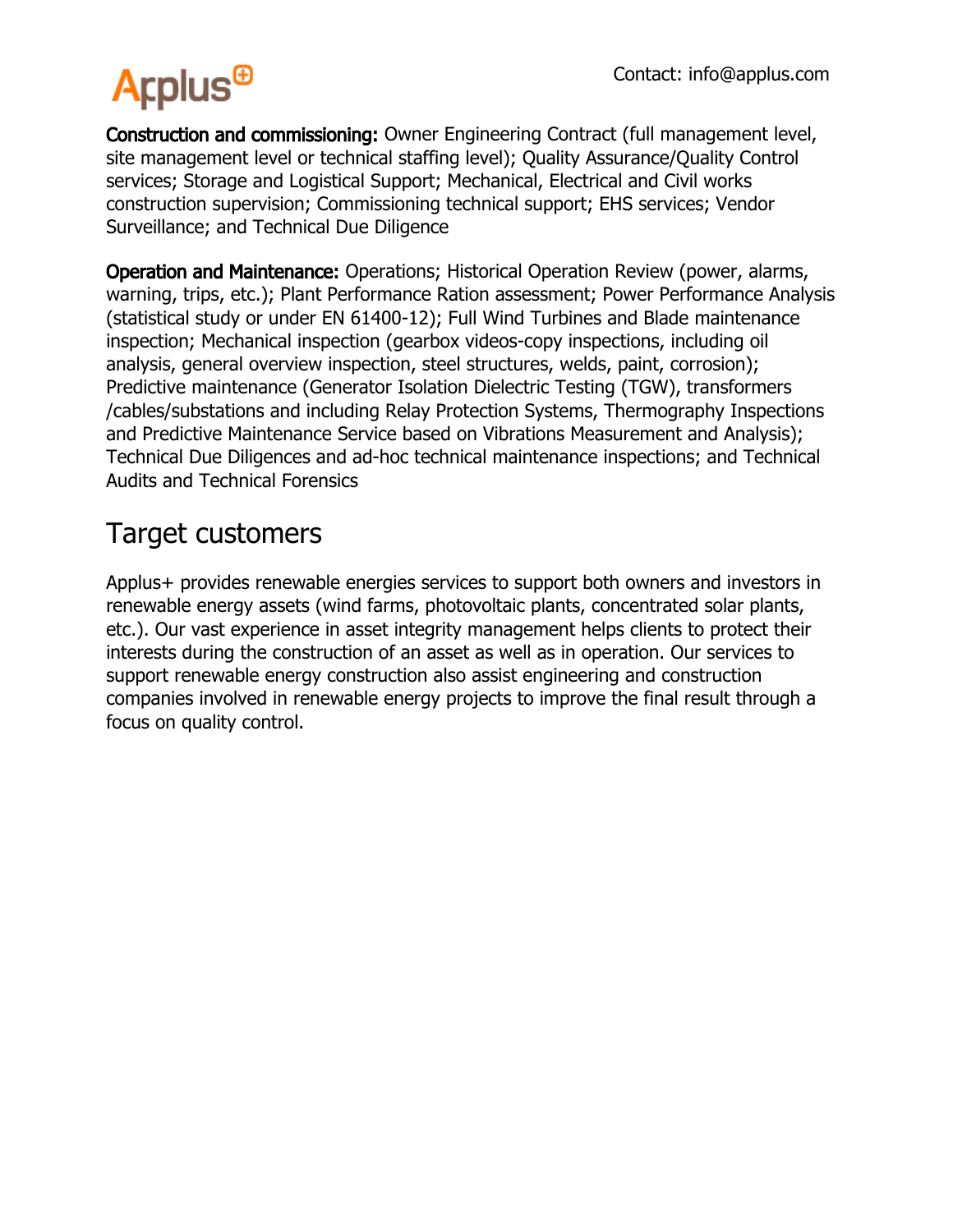**Construction and commissioning:** Owner Engineering Contract (full management level, site management level or technical staffing level); Quality Assurance/Quality Control services; Storage and Logistical Support; Mechanical, Electrical and Civil works construction supervision; Commissioning technical support; EHS services; Vendor Surveillance; and Technical Due Diligence

**Operation and Maintenance:** Operations; Historical Operation Review (power, alarms, warning, trips, etc.); Plant Performance Ration assessment; Power Performance Analysis (statistical study or under EN 61400-12); Full Wind Turbines and Blade maintenance inspection; Mechanical inspection (gearbox videos-copy inspections, including oil analysis, general overview inspection, steel structures, welds, paint, corrosion); Predictive maintenance (Generator Isolation Dielectric Testing (TGW), transformers /cables/substations and including Relay Protection Systems, Thermography Inspections and Predictive Maintenance Service based on Vibrations Measurement and Analysis); Technical Due Diligences and ad-hoc technical maintenance inspections; and Technical Audits and Technical Forensics

## Target customers

Applus+ provides renewable energies services to support both owners and investors in renewable energy assets (wind farms, photovoltaic plants, concentrated solar plants, etc.). Our vast experience in asset integrity management helps clients to protect their interests during the construction of an asset as well as in operation. Our services to support renewable energy construction also assist engineering and construction companies involved in renewable energy projects to improve the final result through a focus on quality control.